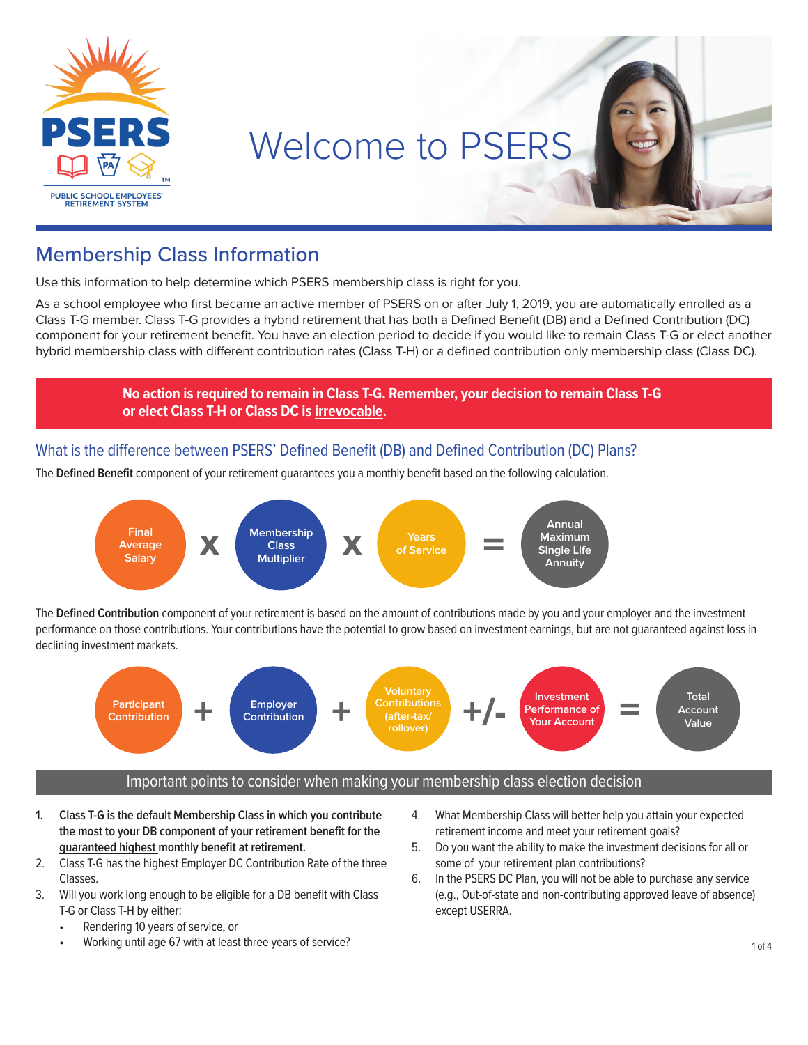# Welcome to PSERS

PSERS

PUBLIC SCHOOL EMPLOYEES' RETIREMENT SYSTEM

## Membership Class Information

Use this information to help determine which PSERS membership class is right for you.

As a school employee who first became an active member of PSERS on or after July 1, 2019, you are automatically enrolled as a Class T-G member. Class T-G provides a hybrid retirement that has both a Defined Benefit (DB) and a Defined Contribution (DC) component for your retirement benefit. You have an election period to decide if you would like to remain Class T-G or elect another hybrid membership class with different contribution rates (Class T-H) or a defined contribution only membership class (Class DC).

**No action is required to remain in Class T-G. Remember, your decision to remain Class T-G or elect Class T-H or Class DC is irrevocable.**

### What is the difference between PSERS' Defined Benefit (DB) and Defined Contribution (DC) Plans?

The **Defined Benefit** component of your retirement guarantees you a monthly benefit based on the following calculation.

Final Average Salary **x** Membership Class Multiplier **x** Years of Service **=** Annual Maximum Single Life Annuity

The **Defined Contribution** component of your retirement is based on the amount of contributions made by you and your employer and the investment performance on those contributions. Your contributions have the potential to grow based on investment earnings, but are not guaranteed against loss in declining investment markets.

Participant Contribution **+** Employer Contribution **+** Voluntary Contributions (after-tax/ rollover) **+/-** Investment Performance of Your Account **=** Total Account Value

### Important points to consider when making your membership class election decision

1. **Class T-G is the default Membership Class in which you contribute the most to your DB component of your retirement benefit for the guaranteed highest monthly benefit at retirement.**
2. Class T-G has the highest Employer DC Contribution Rate of the three Classes.
3. Will you work long enough to be eligible for a DB benefit with Class T-G or Class T-H by either:
   - Rendering 10 years of service, or
   - Working until age 67 with at least three years of service?
4. What Membership Class will better help you attain your expected retirement income and meet your retirement goals?
5. Do you want the ability to make the investment decisions for all or some of your retirement plan contributions?
6. In the PSERS DC Plan, you will not be able to purchase any service (e.g., Out-of-state and non-contributing approved leave of absence) except USERRA.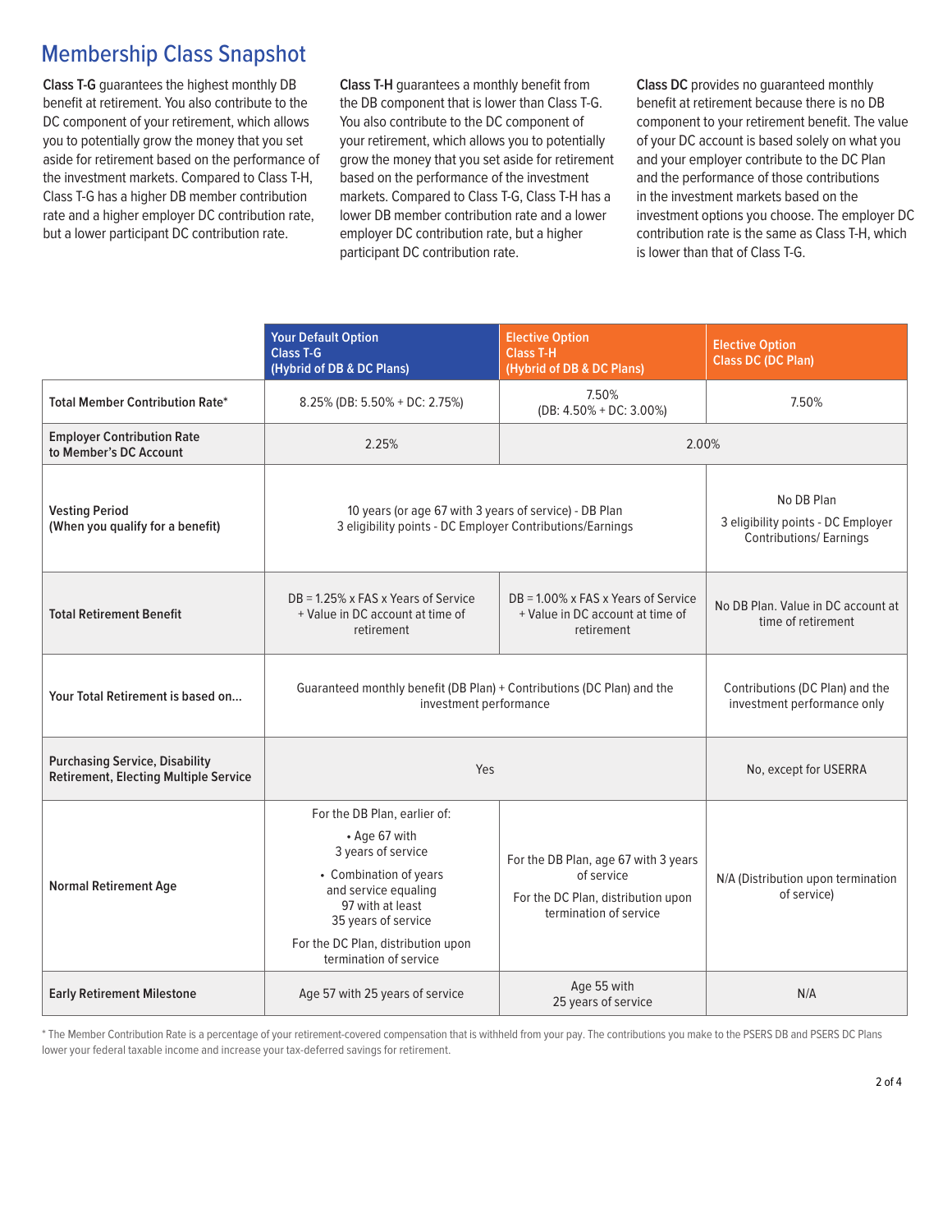# Membership Class Snapshot

**Class T-G** guarantees the highest monthly DB benefit at retirement. You also contribute to the DC component of your retirement, which allows you to potentially grow the money that you set aside for retirement based on the performance of the investment markets. Compared to Class T-H, Class T-G has a higher DB member contribution rate and a higher employer DC contribution rate, but a lower participant DC contribution rate.

**Class T-H** guarantees a monthly benefit from the DB component that is lower than Class T-G. You also contribute to the DC component of your retirement, which allows you to potentially grow the money that you set aside for retirement based on the performance of the investment markets. Compared to Class T-G, Class T-H has a lower DB member contribution rate and a lower employer DC contribution rate, but a higher participant DC contribution rate.

**Class DC** provides no guaranteed monthly benefit at retirement because there is no DB component to your retirement benefit. The value of your DC account is based solely on what you and your employer contribute to the DC Plan and the performance of those contributions in the investment markets based on the investment options you choose. The employer DC contribution rate is the same as Class T-H, which is lower than that of Class T-G.

| | Your Default Option Class T-G (Hybrid of DB & DC Plans) | Elective Option Class T-H (Hybrid of DB & DC Plans) | Elective Option Class DC (DC Plan) |
|---|---|---|---|
| **Total Member Contribution Rate*** | 8.25% (DB: 5.50% + DC: 2.75%) | 7.50% (DB: 4.50% + DC: 3.00%) | 7.50% |
| **Employer Contribution Rate to Member's DC Account** | 2.25% | 2.00% | |
| **Vesting Period (When you qualify for a benefit)** | 10 years (or age 67 with 3 years of service) - DB Plan<br>3 eligibility points - DC Employer Contributions/Earnings | | No DB Plan<br>3 eligibility points - DC Employer Contributions/ Earnings |
| **Total Retirement Benefit** | DB = 1.25% x FAS x Years of Service + Value in DC account at time of retirement | DB = 1.00% x FAS x Years of Service + Value in DC account at time of retirement | No DB Plan. Value in DC account at time of retirement |
| **Your Total Retirement is based on...** | Guaranteed monthly benefit (DB Plan) + Contributions (DC Plan) and the investment performance | | Contributions (DC Plan) and the investment performance only |
| **Purchasing Service, Disability Retirement, Electing Multiple Service** | Yes | | No, except for USERRA |
| **Normal Retirement Age** | For the DB Plan, earlier of:<br>• Age 67 with 3 years of service<br>• Combination of years and service equaling 97 with at least 35 years of service<br>For the DC Plan, distribution upon termination of service | For the DB Plan, age 67 with 3 years of service<br>For the DC Plan, distribution upon termination of service | N/A (Distribution upon termination of service) |
| **Early Retirement Milestone** | Age 57 with 25 years of service | Age 55 with 25 years of service | N/A |

* The Member Contribution Rate is a percentage of your retirement-covered compensation that is withheld from your pay. The contributions you make to the PSERS DB and PSERS DC Plans lower your federal taxable income and increase your tax-deferred savings for retirement.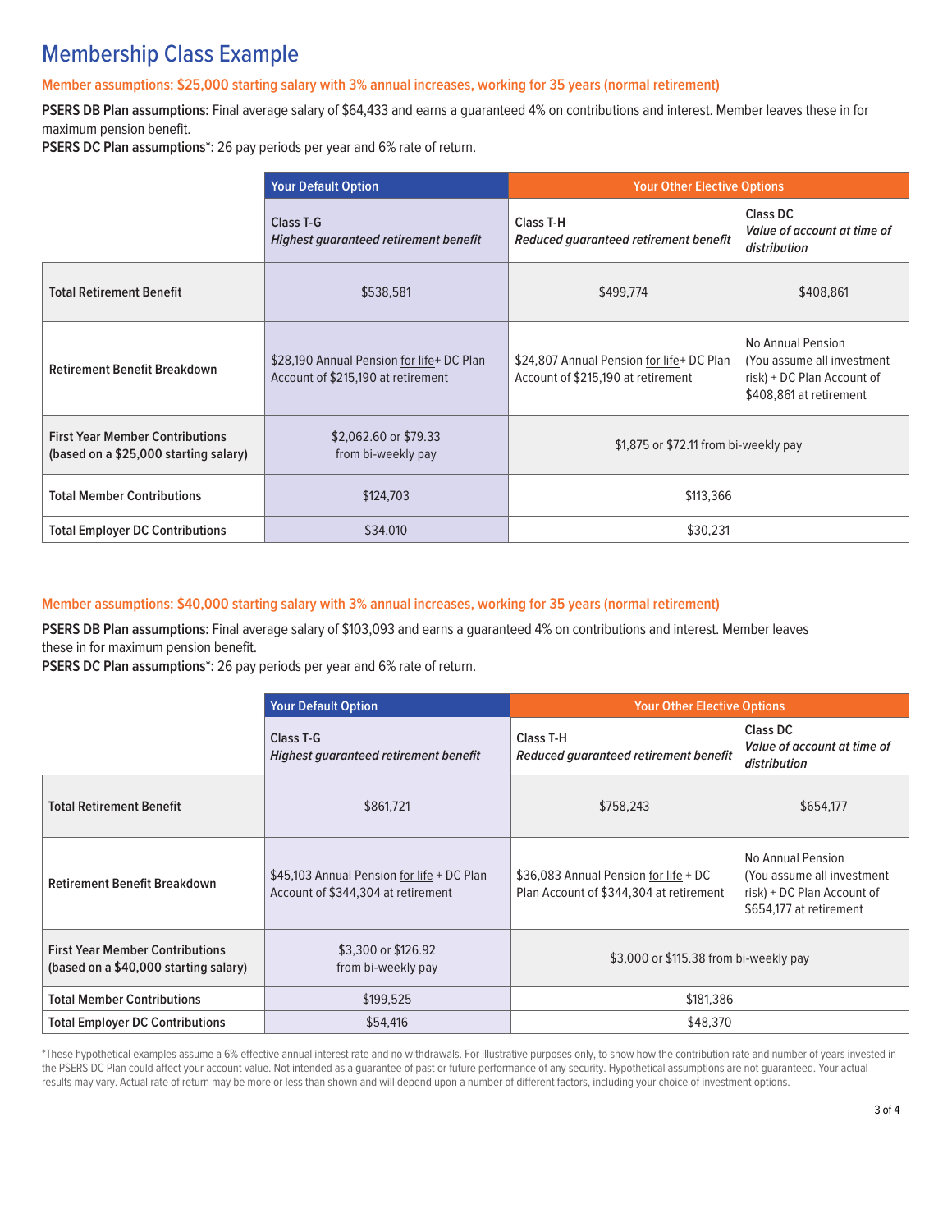# Membership Class Example

**Member assumptions: $25,000 starting salary with 3% annual increases, working for 35 years (normal retirement)**

**PSERS DB Plan assumptions:** Final average salary of $64,433 and earns a guaranteed 4% on contributions and interest. Member leaves these in for maximum pension benefit.
**PSERS DC Plan assumptions*:** 26 pay periods per year and 6% rate of return.

| | Your Default Option | Your Other Elective Options | |
|---|---|---|---|
| | Class T-G *Highest guaranteed retirement benefit* | Class T-H *Reduced guaranteed retirement benefit* | Class DC *Value of account at time of distribution* |
| **Total Retirement Benefit** | $538,581 | $499,774 | $408,861 |
| **Retirement Benefit Breakdown** | $28,190 Annual Pension for life+ DC Plan Account of $215,190 at retirement | $24,807 Annual Pension for life+ DC Plan Account of $215,190 at retirement | No Annual Pension (You assume all investment risk) + DC Plan Account of $408,861 at retirement |
| **First Year Member Contributions (based on a $25,000 starting salary)** | $2,062.60 or $79.33 from bi-weekly pay | $1,875 or $72.11 from bi-weekly pay | |
| **Total Member Contributions** | $124,703 | $113,366 | |
| **Total Employer DC Contributions** | $34,010 | $30,231 | |

**Member assumptions: $40,000 starting salary with 3% annual increases, working for 35 years (normal retirement)**

**PSERS DB Plan assumptions:** Final average salary of $103,093 and earns a guaranteed 4% on contributions and interest. Member leaves these in for maximum pension benefit.
**PSERS DC Plan assumptions*:** 26 pay periods per year and 6% rate of return.

| | Your Default Option | Your Other Elective Options | |
|---|---|---|---|
| | Class T-G *Highest guaranteed retirement benefit* | Class T-H *Reduced guaranteed retirement benefit* | Class DC *Value of account at time of distribution* |
| **Total Retirement Benefit** | $861,721 | $758,243 | $654,177 |
| **Retirement Benefit Breakdown** | $45,103 Annual Pension for life + DC Plan Account of $344,304 at retirement | $36,083 Annual Pension for life + DC Plan Account of $344,304 at retirement | No Annual Pension (You assume all investment risk) + DC Plan Account of $654,177 at retirement |
| **First Year Member Contributions (based on a $40,000 starting salary)** | $3,300 or $126.92 from bi-weekly pay | $3,000 or $115.38 from bi-weekly pay | |
| **Total Member Contributions** | $199,525 | $181,386 | |
| **Total Employer DC Contributions** | $54,416 | $48,370 | |

*These hypothetical examples assume a 6% effective annual interest rate and no withdrawals. For illustrative purposes only, to show how the contribution rate and number of years invested in the PSERS DC Plan could affect your account value. Not intended as a guarantee of past or future performance of any security. Hypothetical assumptions are not guaranteed. Your actual results may vary. Actual rate of return may be more or less than shown and will depend upon a number of different factors, including your choice of investment options.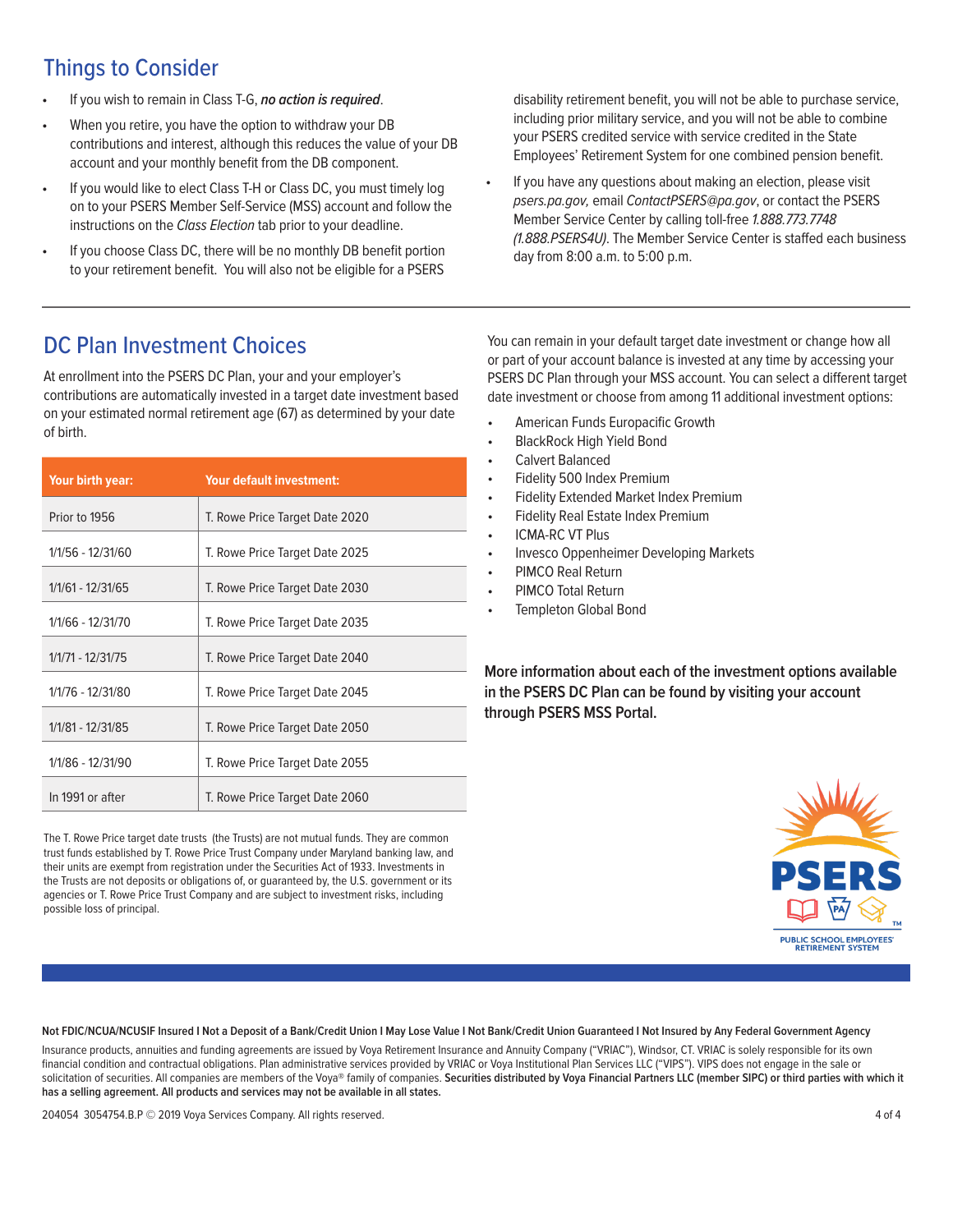## Things to Consider

- If you wish to remain in Class T-G, ***no action is required***.
- When you retire, you have the option to withdraw your DB contributions and interest, although this reduces the value of your DB account and your monthly benefit from the DB component.
- If you would like to elect Class T-H or Class DC, you must timely log on to your PSERS Member Self-Service (MSS) account and follow the instructions on the *Class Election* tab prior to your deadline.
- If you choose Class DC, there will be no monthly DB benefit portion to your retirement benefit. You will also not be eligible for a PSERS disability retirement benefit, you will not be able to purchase service, including prior military service, and you will not be able to combine your PSERS credited service with service credited in the State Employees' Retirement System for one combined pension benefit.
- If you have any questions about making an election, please visit *psers.pa.gov*, email *ContactPSERS@pa.gov*, or contact the PSERS Member Service Center by calling toll-free *1.888.773.7748 (1.888.PSERS4U)*. The Member Service Center is staffed each business day from 8:00 a.m. to 5:00 p.m.

## DC Plan Investment Choices

At enrollment into the PSERS DC Plan, your and your employer's contributions are automatically invested in a target date investment based on your estimated normal retirement age (67) as determined by your date of birth.

| Your birth year: | Your default investment: |
|---|---|
| Prior to 1956 | T. Rowe Price Target Date 2020 |
| 1/1/56 - 12/31/60 | T. Rowe Price Target Date 2025 |
| 1/1/61 - 12/31/65 | T. Rowe Price Target Date 2030 |
| 1/1/66 - 12/31/70 | T. Rowe Price Target Date 2035 |
| 1/1/71 - 12/31/75 | T. Rowe Price Target Date 2040 |
| 1/1/76 - 12/31/80 | T. Rowe Price Target Date 2045 |
| 1/1/81 - 12/31/85 | T. Rowe Price Target Date 2050 |
| 1/1/86 - 12/31/90 | T. Rowe Price Target Date 2055 |
| In 1991 or after | T. Rowe Price Target Date 2060 |

The T. Rowe Price target date trusts (the Trusts) are not mutual funds. They are common trust funds established by T. Rowe Price Trust Company under Maryland banking law, and their units are exempt from registration under the Securities Act of 1933. Investments in the Trusts are not deposits or obligations of, or guaranteed by, the U.S. government or its agencies or T. Rowe Price Trust Company and are subject to investment risks, including possible loss of principal.

You can remain in your default target date investment or change how all or part of your account balance is invested at any time by accessing your PSERS DC Plan through your MSS account. You can select a different target date investment or choose from among 11 additional investment options:

- American Funds Europacific Growth
- BlackRock High Yield Bond
- Calvert Balanced
- Fidelity 500 Index Premium
- Fidelity Extended Market Index Premium
- Fidelity Real Estate Index Premium
- ICMA-RC VT Plus
- Invesco Oppenheimer Developing Markets
- PIMCO Real Return
- PIMCO Total Return
- Templeton Global Bond

**More information about each of the investment options available in the PSERS DC Plan can be found by visiting your account through PSERS MSS Portal.**

PSERS
PUBLIC SCHOOL EMPLOYEES' RETIREMENT SYSTEM

**Not FDIC/NCUA/NCUSIF Insured I Not a Deposit of a Bank/Credit Union I May Lose Value I Not Bank/Credit Union Guaranteed I Not Insured by Any Federal Government Agency**

Insurance products, annuities and funding agreements are issued by Voya Retirement Insurance and Annuity Company ("VRIAC"), Windsor, CT. VRIAC is solely responsible for its own financial condition and contractual obligations. Plan administrative services provided by VRIAC or Voya Institutional Plan Services LLC ("VIPS"). VIPS does not engage in the sale or solicitation of securities. All companies are members of the Voya® family of companies. **Securities distributed by Voya Financial Partners LLC (member SIPC) or third parties with which it has a selling agreement. All products and services may not be available in all states.**

204054 3054754.B.P © 2019 Voya Services Company. All rights reserved.